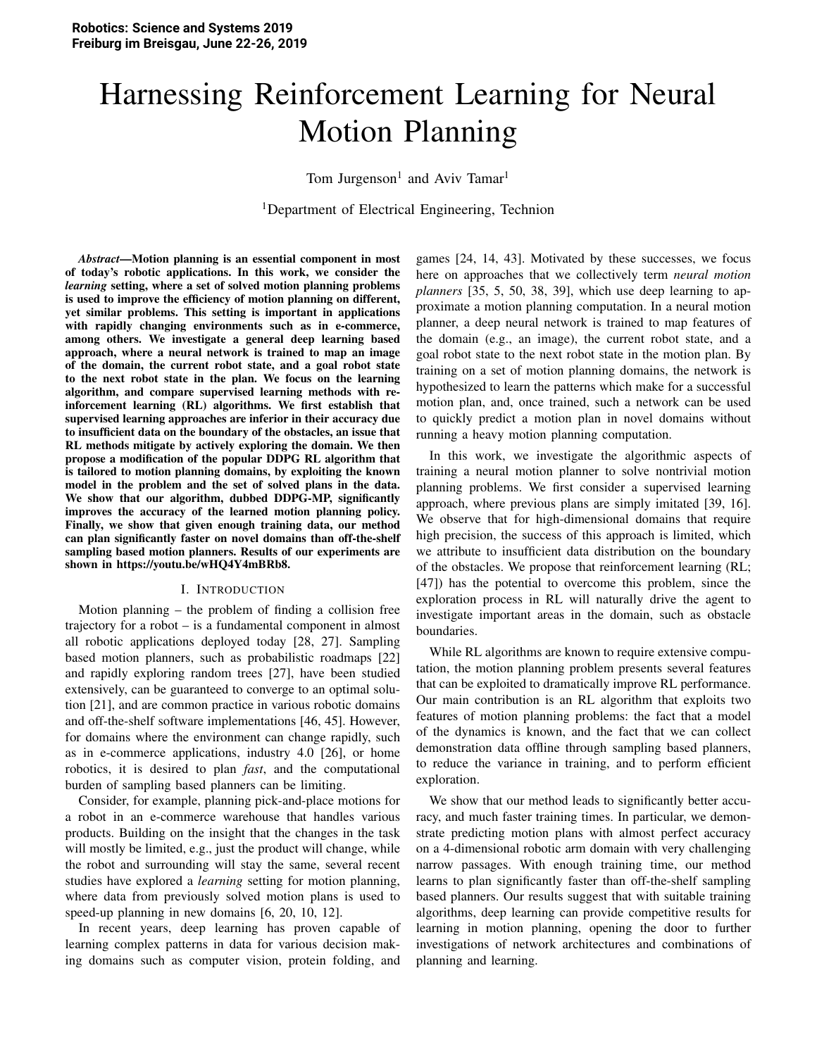# Harnessing Reinforcement Learning for Neural Motion Planning

Tom Jurgenson[1] and Aviv Tamar[1]

[1]Department of Electrical Engineering, Technion

***Abstract*—Motion planning is an essential component in most of today's robotic applications. In this work, we consider the *learning* setting, where a set of solved motion planning problems is used to improve the efficiency of motion planning on different, yet similar problems. This setting is important in applications with rapidly changing environments such as in e-commerce, among others. We investigate a general deep learning based approach, where a neural network is trained to map an image of the domain, the current robot state, and a goal robot state to the next robot state in the plan. We focus on the learning algorithm, and compare supervised learning methods with reinforcement learning (RL) algorithms. We first establish that supervised learning approaches are inferior in their accuracy due to insufficient data on the boundary of the obstacles, an issue that RL methods mitigate by actively exploring the domain. We then propose a modification of the popular DDPG RL algorithm that is tailored to motion planning domains, by exploiting the known model in the problem and the set of solved plans in the data. We show that our algorithm, dubbed DDPG-MP, significantly improves the accuracy of the learned motion planning policy. Finally, we show that given enough training data, our method can plan significantly faster on novel domains than off-the-shelf sampling based motion planners. Results of our experiments are shown in https://youtu.be/wHQ4Y4mBRb8.**

## I. Introduction

Motion planning – the problem of finding a collision free trajectory for a robot – is a fundamental component in almost all robotic applications deployed today [28, 27]. Sampling based motion planners, such as probabilistic roadmaps [22] and rapidly exploring random trees [27], have been studied extensively, can be guaranteed to converge to an optimal solution [21], and are common practice in various robotic domains and off-the-shelf software implementations [46, 45]. However, for domains where the environment can change rapidly, such as in e-commerce applications, industry 4.0 [26], or home robotics, it is desired to plan *fast*, and the computational burden of sampling based planners can be limiting.

Consider, for example, planning pick-and-place motions for a robot in an e-commerce warehouse that handles various products. Building on the insight that the changes in the task will mostly be limited, e.g., just the product will change, while the robot and surrounding will stay the same, several recent studies have explored a *learning* setting for motion planning, where data from previously solved motion plans is used to speed-up planning in new domains [6, 20, 10, 12].

In recent years, deep learning has proven capable of learning complex patterns in data for various decision making domains such as computer vision, protein folding, and games [24, 14, 43]. Motivated by these successes, we focus here on approaches that we collectively term *neural motion planners* [35, 5, 50, 38, 39], which use deep learning to approximate a motion planning computation. In a neural motion planner, a deep neural network is trained to map features of the domain (e.g., an image), the current robot state, and a goal robot state to the next robot state in the motion plan. By training on a set of motion planning domains, the network is hypothesized to learn the patterns which make for a successful motion plan, and, once trained, such a network can be used to quickly predict a motion plan in novel domains without running a heavy motion planning computation.

In this work, we investigate the algorithmic aspects of training a neural motion planner to solve nontrivial motion planning problems. We first consider a supervised learning approach, where previous plans are simply imitated [39, 16]. We observe that for high-dimensional domains that require high precision, the success of this approach is limited, which we attribute to insufficient data distribution on the boundary of the obstacles. We propose that reinforcement learning (RL; [47]) has the potential to overcome this problem, since the exploration process in RL will naturally drive the agent to investigate important areas in the domain, such as obstacle boundaries.

While RL algorithms are known to require extensive computation, the motion planning problem presents several features that can be exploited to dramatically improve RL performance. Our main contribution is an RL algorithm that exploits two features of motion planning problems: the fact that a model of the dynamics is known, and the fact that we can collect demonstration data offline through sampling based planners, to reduce the variance in training, and to perform efficient exploration.

We show that our method leads to significantly better accuracy, and much faster training times. In particular, we demonstrate predicting motion plans with almost perfect accuracy on a 4-dimensional robotic arm domain with very challenging narrow passages. With enough training time, our method learns to plan significantly faster than off-the-shelf sampling based planners. Our results suggest that with suitable training algorithms, deep learning can provide competitive results for learning in motion planning, opening the door to further investigations of network architectures and combinations of planning and learning.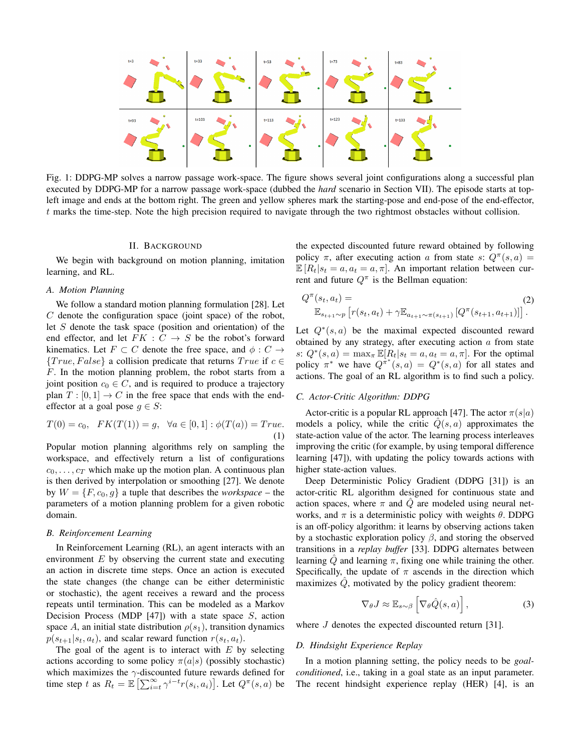Fig. 1: DDPG-MP solves a narrow passage work-space. The figure shows several joint configurations along a successful plan executed by DDPG-MP for a narrow passage work-space (dubbed the *hard* scenario in Section VII). The episode starts at top-left image and ends at the bottom right. The green and yellow spheres mark the starting-pose and end-pose of the end-effector, $t$ marks the time-step. Note the high precision required to navigate through the two rightmost obstacles without collision.

## II. Background

We begin with background on motion planning, imitation learning, and RL.

### A. Motion Planning

We follow a standard motion planning formulation [28]. Let $C$ denote the configuration space (joint space) of the robot, let $S$ denote the task space (position and orientation) of the end effector, and let $FK : C \rightarrow S$ be the robot's forward kinematics. Let $F \subset C$ denote the free space, and $\phi : C \rightarrow \{True, False\}$ a collision predicate that returns $True$ if $c \in F$. In the motion planning problem, the robot starts from a joint position $c_0 \in C$, and is required to produce a trajectory plan $T : [0, 1] \rightarrow C$ in the free space that ends with the end-effector at a goal pose $g \in S$:

$$T(0) = c_0, \quad FK(T(1)) = g, \quad \forall a \in [0, 1] : \phi(T(a)) = True. \tag{1}$$

Popular motion planning algorithms rely on sampling the workspace, and effectively return a list of configurations $c_0, \ldots, c_T$ which make up the motion plan. A continuous plan is then derived by interpolation or smoothing [27]. We denote by $W = \{F, c_0, g\}$ a tuple that describes the *workspace* – the parameters of a motion planning problem for a given robotic domain.

### B. Reinforcement Learning

In Reinforcement Learning (RL), an agent interacts with an environment $E$ by observing the current state and executing an action in discrete time steps. Once an action is executed the state changes (the change can be either deterministic or stochastic), the agent receives a reward and the process repeats until termination. This can be modeled as a Markov Decision Process (MDP [47]) with a state space $S$, action space $A$, an initial state distribution $\rho(s_1)$, transition dynamics $p(s_{t+1}|s_t, a_t)$, and scalar reward function $r(s_t, a_t)$.

The goal of the agent is to interact with $E$ by selecting actions according to some policy $\pi(a|s)$ (possibly stochastic) which maximizes the $\gamma$-discounted future rewards defined for time step $t$ as $R_t = \mathbb{E}\left[\sum_{i=t}^{\infty} \gamma^{i-t} r(s_i, a_i)\right]$. Let $Q^{\pi}(s, a)$ be the expected discounted future reward obtained by following policy $\pi$, after executing action $a$ from state $s$: $Q^{\pi}(s, a) = \mathbb{E}\left[R_t | s_t = a, a_t = a, \pi\right]$. An important relation between current and future $Q^{\pi}$ is the Bellman equation:

$$Q^{\pi}(s_t, a_t) = \mathbb{E}_{s_{t+1} \sim p}\left[r(s_t, a_t) + \gamma \mathbb{E}_{a_{t+1} \sim \pi(s_{t+1})}\left[Q^{\pi}(s_{t+1}, a_{t+1})\right]\right]. \tag{2}$$

Let $Q^*(s, a)$ be the maximal expected discounted reward obtained by any strategy, after executing action $a$ from state $s$: $Q^*(s, a) = \max_{\pi} \mathbb{E}[R_t | s_t = a, a_t = a, \pi]$. For the optimal policy $\pi^*$ we have $Q^{\pi^*}(s, a) = Q^*(s, a)$ for all states and actions. The goal of an RL algorithm is to find such a policy.

### C. Actor-Critic Algorithm: DDPG

Actor-critic is a popular RL approach [47]. The actor $\pi(s|a)$ models a policy, while the critic $\hat{Q}(s, a)$ approximates the state-action value of the actor. The learning process interleaves improving the critic (for example, by using temporal difference learning [47]), with updating the policy towards actions with higher state-action values.

Deep Deterministic Policy Gradient (DDPG [31]) is an actor-critic RL algorithm designed for continuous state and action spaces, where $\pi$ and $\hat{Q}$ are modeled using neural networks, and $\pi$ is a deterministic policy with weights $\theta$. DDPG is an off-policy algorithm: it learns by observing actions taken by a stochastic exploration policy $\beta$, and storing the observed transitions in a *replay buffer* [33]. DDPG alternates between learning $\hat{Q}$ and learning $\pi$, fixing one while training the other. Specifically, the update of $\pi$ ascends in the direction which maximizes $\hat{Q}$, motivated by the policy gradient theorem:

$$\nabla_{\theta} J \approx \mathbb{E}_{s \sim \beta}\left[\nabla_{\theta} \hat{Q}(s, a)\right], \tag{3}$$

where $J$ denotes the expected discounted return [31].

### D. Hindsight Experience Replay

In a motion planning setting, the policy needs to be *goal-conditioned*, i.e., taking in a goal state as an input parameter. The recent hindsight experience replay (HER) [4], is an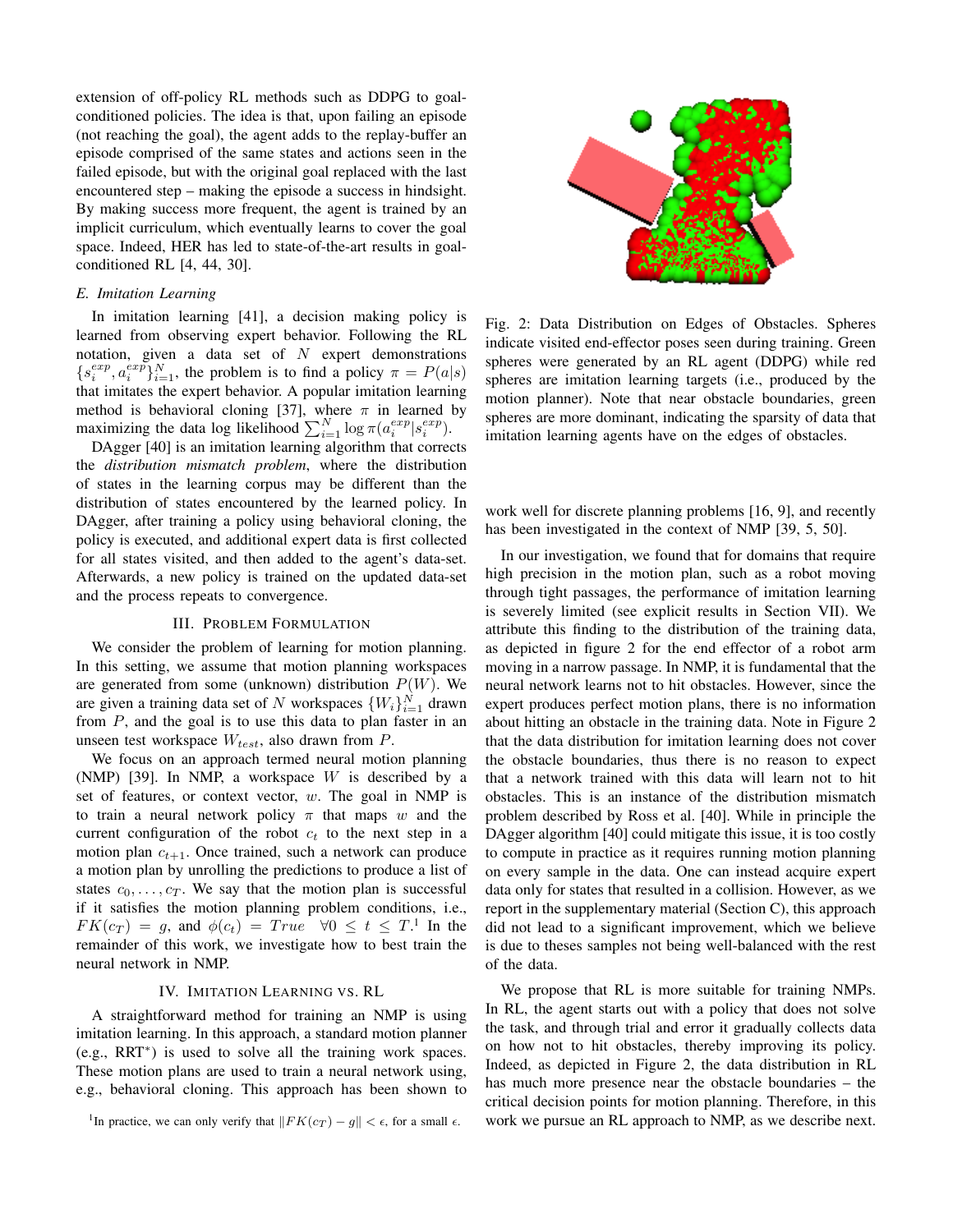extension of off-policy RL methods such as DDPG to goal-conditioned policies. The idea is that, upon failing an episode (not reaching the goal), the agent adds to the replay-buffer an episode comprised of the same states and actions seen in the failed episode, but with the original goal replaced with the last encountered step – making the episode a success in hindsight. By making success more frequent, the agent is trained by an implicit curriculum, which eventually learns to cover the goal space. Indeed, HER has led to state-of-the-art results in goal-conditioned RL [4, 44, 30].

### *E. Imitation Learning*

In imitation learning [41], a decision making policy is learned from observing expert behavior. Following the RL notation, given a data set of $N$ expert demonstrations $\{s_i^{exp}, a_i^{exp}\}_{i=1}^N$, the problem is to find a policy $\pi = P(a|s)$ that imitates the expert behavior. A popular imitation learning method is behavioral cloning [37], where $\pi$ in learned by maximizing the data log likelihood $\sum_{i=1}^N \log \pi(a_i^{exp}|s_i^{exp})$.

DAgger [40] is an imitation learning algorithm that corrects the *distribution mismatch problem*, where the distribution of states in the learning corpus may be different than the distribution of states encountered by the learned policy. In DAgger, after training a policy using behavioral cloning, the policy is executed, and additional expert data is first collected for all states visited, and then added to the agent's data-set. Afterwards, a new policy is trained on the updated data-set and the process repeats to convergence.

## III. Problem Formulation

We consider the problem of learning for motion planning. In this setting, we assume that motion planning workspaces are generated from some (unknown) distribution $P(W)$. We are given a training data set of $N$ workspaces $\{W_i\}_{i=1}^N$ drawn from $P$, and the goal is to use this data to plan faster in an unseen test workspace $W_{test}$, also drawn from $P$.

We focus on an approach termed neural motion planning (NMP) [39]. In NMP, a workspace $W$ is described by a set of features, or context vector, $w$. The goal in NMP is to train a neural network policy $\pi$ that maps $w$ and the current configuration of the robot $c_t$ to the next step in a motion plan $c_{t+1}$. Once trained, such a network can produce a motion plan by unrolling the predictions to produce a list of states $c_0, \ldots, c_T$. We say that the motion plan is successful if it satisfies the motion planning problem conditions, i.e., $FK(c_T) = g$, and $\phi(c_t) = True \quad \forall 0 \leq t \leq T$.[1] In the remainder of this work, we investigate how to best train the neural network in NMP.

## IV. Imitation Learning vs. RL

A straightforward method for training an NMP is using imitation learning. In this approach, a standard motion planner (e.g., RRT*) is used to solve all the training work spaces. These motion plans are used to train a neural network using, e.g., behavioral cloning. This approach has been shown to work well for discrete planning problems [16, 9], and recently has been investigated in the context of NMP [39, 5, 50].

[1]In practice, we can only verify that $\|FK(c_T) - g\| < \epsilon$, for a small $\epsilon$.

Fig. 2: Data Distribution on Edges of Obstacles. Spheres indicate visited end-effector poses seen during training. Green spheres were generated by an RL agent (DDPG) while red spheres are imitation learning targets (i.e., produced by the motion planner). Note that near obstacle boundaries, green spheres are more dominant, indicating the sparsity of data that imitation learning agents have on the edges of obstacles.

In our investigation, we found that for domains that require high precision in the motion plan, such as a robot moving through tight passages, the performance of imitation learning is severely limited (see explicit results in Section VII). We attribute this finding to the distribution of the training data, as depicted in figure 2 for the end effector of a robot arm moving in a narrow passage. In NMP, it is fundamental that the neural network learns not to hit obstacles. However, since the expert produces perfect motion plans, there is no information about hitting an obstacle in the training data. Note in Figure 2 that the data distribution for imitation learning does not cover the obstacle boundaries, thus there is no reason to expect that a network trained with this data will learn not to hit obstacles. This is an instance of the distribution mismatch problem described by Ross et al. [40]. While in principle the DAgger algorithm [40] could mitigate this issue, it is too costly to compute in practice as it requires running motion planning on every sample in the data. One can instead acquire expert data only for states that resulted in a collision. However, as we report in the supplementary material (Section C), this approach did not lead to a significant improvement, which we believe is due to theses samples not being well-balanced with the rest of the data.

We propose that RL is more suitable for training NMPs. In RL, the agent starts out with a policy that does not solve the task, and through trial and error it gradually collects data on how not to hit obstacles, thereby improving its policy. Indeed, as depicted in Figure 2, the data distribution in RL has much more presence near the obstacle boundaries – the critical decision points for motion planning. Therefore, in this work we pursue an RL approach to NMP, as we describe next.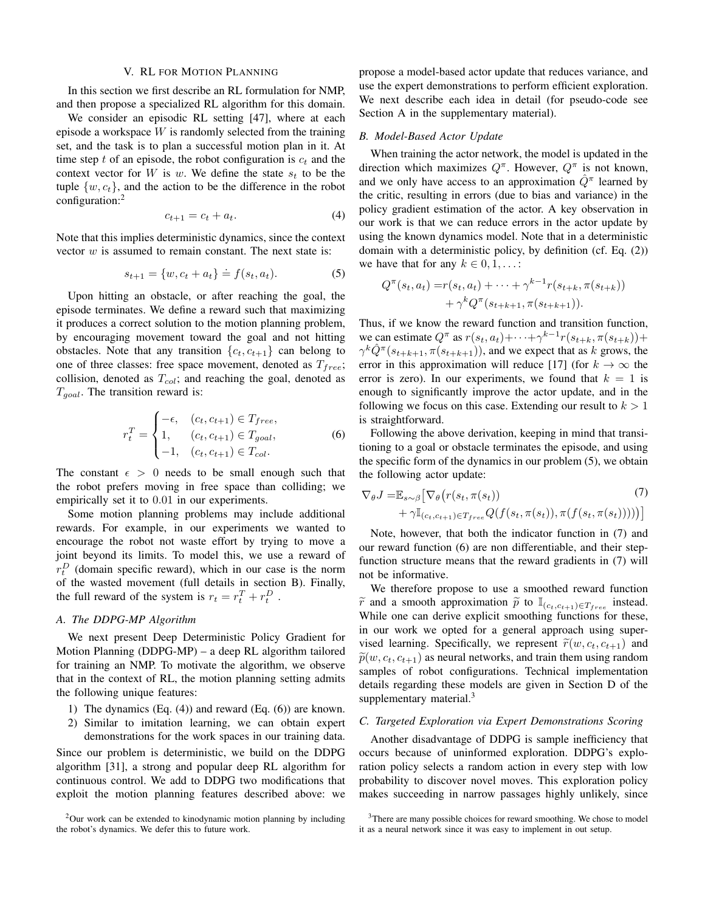## V. RL FOR MOTION PLANNING

In this section we first describe an RL formulation for NMP, and then propose a specialized RL algorithm for this domain.

We consider an episodic RL setting [47], where at each episode a workspace $W$ is randomly selected from the training set, and the task is to plan a successful motion plan in it. At time step $t$ of an episode, the robot configuration is $c_t$ and the context vector for $W$ is $w$. We define the state $s_t$ to be the tuple $\{w, c_t\}$, and the action to be the difference in the robot configuration:[2]

$$c_{t+1} = c_t + a_t. \tag{4}$$

Note that this implies deterministic dynamics, since the context vector $w$ is assumed to remain constant. The next state is:

$$s_{t+1} = \{w, c_t + a_t\} \doteq f(s_t, a_t). \tag{5}$$

Upon hitting an obstacle, or after reaching the goal, the episode terminates. We define a reward such that maximizing it produces a correct solution to the motion planning problem, by encouraging movement toward the goal and not hitting obstacles. Note that any transition $\{c_t, c_{t+1}\}$ can belong to one of three classes: free space movement, denoted as $T_{free}$; collision, denoted as $T_{col}$; and reaching the goal, denoted as $T_{goal}$. The transition reward is:

$$r_t^T = \begin{cases} -\epsilon, & (c_t, c_{t+1}) \in T_{free}, \\ 1, & (c_t, c_{t+1}) \in T_{goal}, \\ -1, & (c_t, c_{t+1}) \in T_{col}. \end{cases} \tag{6}$$

The constant $\epsilon > 0$ needs to be small enough such that the robot prefers moving in free space than colliding; we empirically set it to $0.01$ in our experiments.

Some motion planning problems may include additional rewards. For example, in our experiments we wanted to encourage the robot not waste effort by trying to move a joint beyond its limits. To model this, we use a reward of $r_t^D$ (domain specific reward), which in our case is the norm of the wasted movement (full details in section B). Finally, the full reward of the system is $r_t = r_t^T + r_t^D$ .

### A. The DDPG-MP Algorithm

We next present Deep Deterministic Policy Gradient for Motion Planning (DDPG-MP) – a deep RL algorithm tailored for training an NMP. To motivate the algorithm, we observe that in the context of RL, the motion planning setting admits the following unique features:

1) The dynamics (Eq. (4)) and reward (Eq. (6)) are known.
2) Similar to imitation learning, we can obtain expert demonstrations for the work spaces in our training data.

Since our problem is deterministic, we build on the DDPG algorithm [31], a strong and popular deep RL algorithm for continuous control. We add to DDPG two modifications that exploit the motion planning features described above: we propose a model-based actor update that reduces variance, and use the expert demonstrations to perform efficient exploration. We next describe each idea in detail (for pseudo-code see Section A in the supplementary material).

### B. Model-Based Actor Update

When training the actor network, the model is updated in the direction which maximizes $Q^\pi$. However, $Q^\pi$ is not known, and we only have access to an approximation $\hat{Q}^\pi$ learned by the critic, resulting in errors (due to bias and variance) in the policy gradient estimation of the actor. A key observation in our work is that we can reduce errors in the actor update by using the known dynamics model. Note that in a deterministic domain with a deterministic policy, by definition (cf. Eq. (2)) we have that for any $k \in 0, 1, \dots$:

$$\begin{aligned} Q^\pi(s_t, a_t) =& r(s_t, a_t) + \cdots + \gamma^{k-1} r(s_{t+k}, \pi(s_{t+k})) \\ &+ \gamma^k Q^\pi(s_{t+k+1}, \pi(s_{t+k+1})). \end{aligned}$$

Thus, if we know the reward function and transition function, we can estimate $Q^\pi$ as $r(s_t, a_t) + \cdots + \gamma^{k-1} r(s_{t+k}, \pi(s_{t+k})) + \gamma^k \hat{Q}^\pi(s_{t+k+1}, \pi(s_{t+k+1}))$, and we expect that as $k$ grows, the error in this approximation will reduce [17] (for $k \to \infty$ the error is zero). In our experiments, we found that $k = 1$ is enough to significantly improve the actor update, and in the following we focus on this case. Extending our result to $k > 1$ is straightforward.

Following the above derivation, keeping in mind that transitioning to a goal or obstacle terminates the episode, and using the specific form of the dynamics in our problem (5), we obtain the following actor update:

$$\begin{aligned} \nabla_\theta J =& \mathbb{E}_{s \sim \beta} \big[ \nabla_\theta \big( r(s_t, \pi(s_t)) \\ &+ \gamma \mathbb{I}_{(c_t, c_{t+1}) \in T_{free}} Q(f(s_t, \pi(s_t)), \pi(f(s_t, \pi(s_t)))) \big) \big] \end{aligned} \tag{7}$$

Note, however, that both the indicator function in (7) and our reward function (6) are non differentiable, and their step-function structure means that the reward gradients in (7) will not be informative.

We therefore propose to use a smoothed reward function $\widetilde{r}$ and a smooth approximation $\widetilde{p}$ to $\mathbb{I}_{(c_t, c_{t+1}) \in T_{free}}$ instead. While one can derive explicit smoothing functions for these, in our work we opted for a general approach using supervised learning. Specifically, we represent $\widetilde{r}(w, c_t, c_{t+1})$ and $\widetilde{p}(w, c_t, c_{t+1})$ as neural networks, and train them using random samples of robot configurations. Technical implementation details regarding these models are given in Section D of the supplementary material.[3]

### C. Targeted Exploration via Expert Demonstrations Scoring

Another disadvantage of DDPG is sample inefficiency that occurs because of uninformed exploration. DDPG's exploration policy selects a random action in every step with low probability to discover novel moves. This exploration policy makes succeeding in narrow passages highly unlikely, since

[2] Our work can be extended to kinodynamic motion planning by including the robot's dynamics. We defer this to future work.

[3] There are many possible choices for reward smoothing. We chose to model it as a neural network since it was easy to implement in out setup.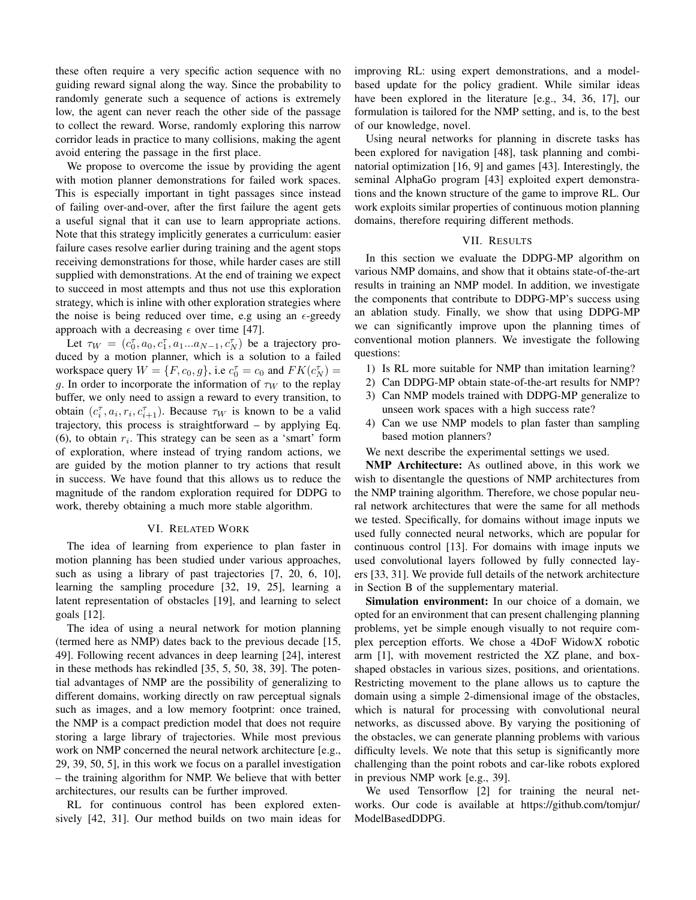these often require a very specific action sequence with no guiding reward signal along the way. Since the probability to randomly generate such a sequence of actions is extremely low, the agent can never reach the other side of the passage to collect the reward. Worse, randomly exploring this narrow corridor leads in practice to many collisions, making the agent avoid entering the passage in the first place.

We propose to overcome the issue by providing the agent with motion planner demonstrations for failed work spaces. This is especially important in tight passages since instead of failing over-and-over, after the first failure the agent gets a useful signal that it can use to learn appropriate actions. Note that this strategy implicitly generates a curriculum: easier failure cases resolve earlier during training and the agent stops receiving demonstrations for those, while harder cases are still supplied with demonstrations. At the end of training we expect to succeed in most attempts and thus not use this exploration strategy, which is inline with other exploration strategies where the noise is being reduced over time, e.g using an $\epsilon$-greedy approach with a decreasing $\epsilon$ over time [47].

Let $\tau_W = (c_0^\tau, a_0, c_1^\tau, a_1 ... a_{N-1}, c_N^\tau)$ be a trajectory produced by a motion planner, which is a solution to a failed workspace query $W = \{F, c_0, g\}$, i.e $c_0^\tau = c_0$ and $FK(c_N^\tau) = g$. In order to incorporate the information of $\tau_W$ to the replay buffer, we only need to assign a reward to every transition, to obtain $(c_i^\tau, a_i, r_i, c_{i+1}^\tau)$. Because $\tau_W$ is known to be a valid trajectory, this process is straightforward – by applying Eq. (6), to obtain $r_i$. This strategy can be seen as a 'smart' form of exploration, where instead of trying random actions, we are guided by the motion planner to try actions that result in success. We have found that this allows us to reduce the magnitude of the random exploration required for DDPG to work, thereby obtaining a much more stable algorithm.

## VI. Related Work

The idea of learning from experience to plan faster in motion planning has been studied under various approaches, such as using a library of past trajectories [7, 20, 6, 10], learning the sampling procedure [32, 19, 25], learning a latent representation of obstacles [19], and learning to select goals [12].

The idea of using a neural network for motion planning (termed here as NMP) dates back to the previous decade [15, 49]. Following recent advances in deep learning [24], interest in these methods has rekindled [35, 5, 50, 38, 39]. The potential advantages of NMP are the possibility of generalizing to different domains, working directly on raw perceptual signals such as images, and a low memory footprint: once trained, the NMP is a compact prediction model that does not require storing a large library of trajectories. While most previous work on NMP concerned the neural network architecture [e.g., 29, 39, 50, 5], in this work we focus on a parallel investigation – the training algorithm for NMP. We believe that with better architectures, our results can be further improved.

RL for continuous control has been explored extensively [42, 31]. Our method builds on two main ideas for improving RL: using expert demonstrations, and a model-based update for the policy gradient. While similar ideas have been explored in the literature [e.g., 34, 36, 17], our formulation is tailored for the NMP setting, and is, to the best of our knowledge, novel.

Using neural networks for planning in discrete tasks has been explored for navigation [48], task planning and combinatorial optimization [16, 9] and games [43]. Interestingly, the seminal AlphaGo program [43] exploited expert demonstrations and the known structure of the game to improve RL. Our work exploits similar properties of continuous motion planning domains, therefore requiring different methods.

## VII. Results

In this section we evaluate the DDPG-MP algorithm on various NMP domains, and show that it obtains state-of-the-art results in training an NMP model. In addition, we investigate the components that contribute to DDPG-MP's success using an ablation study. Finally, we show that using DDPG-MP we can significantly improve upon the planning times of conventional motion planners. We investigate the following questions:

1) Is RL more suitable for NMP than imitation learning?
2) Can DDPG-MP obtain state-of-the-art results for NMP?
3) Can NMP models trained with DDPG-MP generalize to unseen work spaces with a high success rate?
4) Can we use NMP models to plan faster than sampling based motion planners?

We next describe the experimental settings we used.

**NMP Architecture:** As outlined above, in this work we wish to disentangle the questions of NMP architectures from the NMP training algorithm. Therefore, we chose popular neural network architectures that were the same for all methods we tested. Specifically, for domains without image inputs we used fully connected neural networks, which are popular for continuous control [13]. For domains with image inputs we used convolutional layers followed by fully connected layers [33, 31]. We provide full details of the network architecture in Section B of the supplementary material.

**Simulation environment:** In our choice of a domain, we opted for an environment that can present challenging planning problems, yet be simple enough visually to not require complex perception efforts. We chose a 4DoF WidowX robotic arm [1], with movement restricted the XZ plane, and box-shaped obstacles in various sizes, positions, and orientations. Restricting movement to the plane allows us to capture the domain using a simple 2-dimensional image of the obstacles, which is natural for processing with convolutional neural networks, as discussed above. By varying the positioning of the obstacles, we can generate planning problems with various difficulty levels. We note that this setup is significantly more challenging than the point robots and car-like robots explored in previous NMP work [e.g., 39].

We used Tensorflow [2] for training the neural networks. Our code is available at https://github.com/tomjur/ModelBasedDDPG.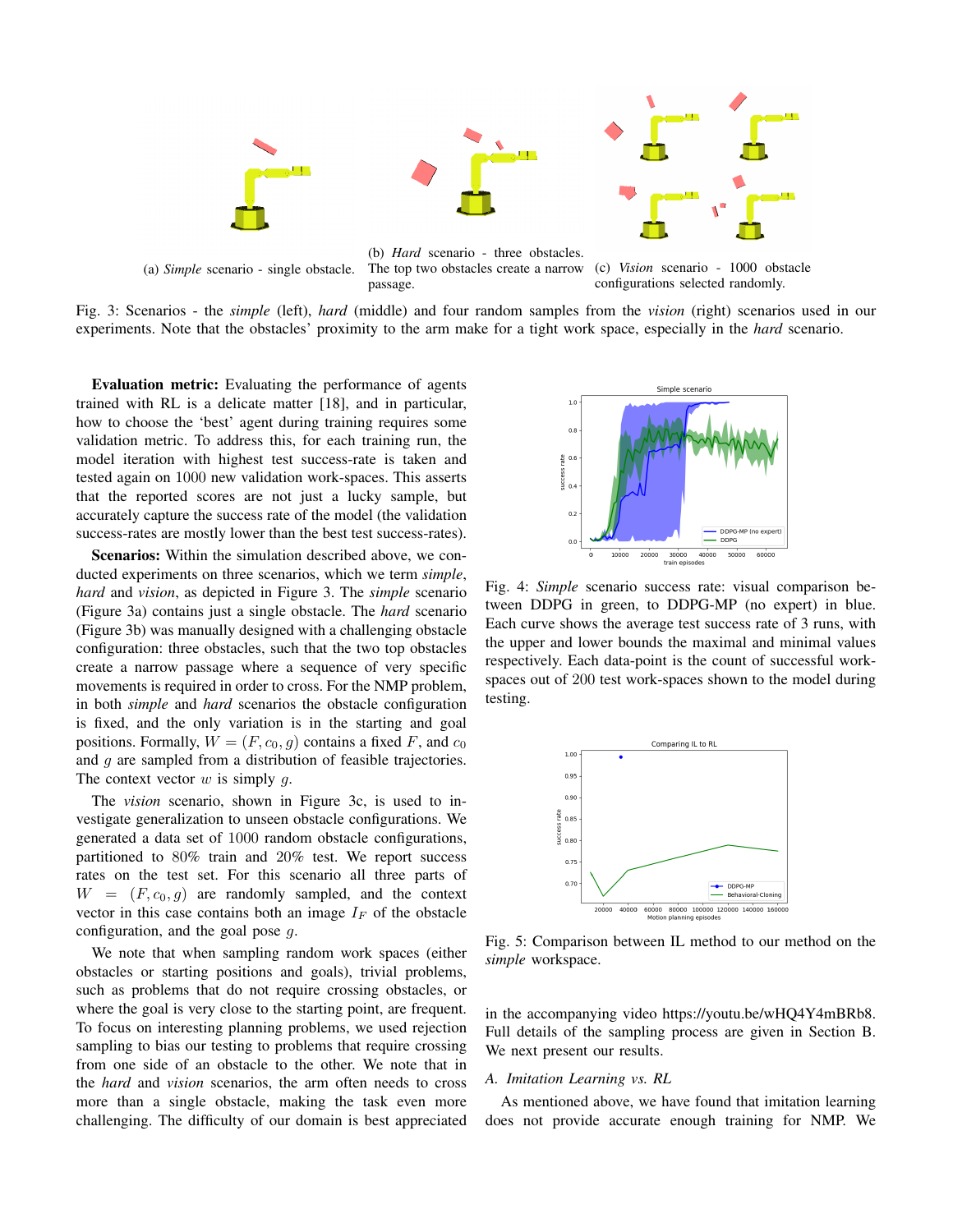(a) *Simple* scenario - single obstacle.

(b) *Hard* scenario - three obstacles. The top two obstacles create a narrow passage.

(c) *Vision* scenario - 1000 obstacle configurations selected randomly.

Fig. 3: Scenarios - the *simple* (left), *hard* (middle) and four random samples from the *vision* (right) scenarios used in our experiments. Note that the obstacles' proximity to the arm make for a tight work space, especially in the *hard* scenario.

**Evaluation metric:** Evaluating the performance of agents trained with RL is a delicate matter [18], and in particular, how to choose the 'best' agent during training requires some validation metric. To address this, for each training run, the model iteration with highest test success-rate is taken and tested again on 1000 new validation work-spaces. This asserts that the reported scores are not just a lucky sample, but accurately capture the success rate of the model (the validation success-rates are mostly lower than the best test success-rates).

**Scenarios:** Within the simulation described above, we conducted experiments on three scenarios, which we term *simple*, *hard* and *vision*, as depicted in Figure 3. The *simple* scenario (Figure 3a) contains just a single obstacle. The *hard* scenario (Figure 3b) was manually designed with a challenging obstacle configuration: three obstacles, such that the two top obstacles create a narrow passage where a sequence of very specific movements is required in order to cross. For the NMP problem, in both *simple* and *hard* scenarios the obstacle configuration is fixed, and the only variation is in the starting and goal positions. Formally, $W = (F, c_0, g)$ contains a fixed $F$, and $c_0$ and $g$ are sampled from a distribution of feasible trajectories. The context vector $w$ is simply $g$.

The *vision* scenario, shown in Figure 3c, is used to investigate generalization to unseen obstacle configurations. We generated a data set of 1000 random obstacle configurations, partitioned to 80% train and 20% test. We report success rates on the test set. For this scenario all three parts of $W = (F, c_0, g)$ are randomly sampled, and the context vector in this case contains both an image $I_F$ of the obstacle configuration, and the goal pose $g$.

We note that when sampling random work spaces (either obstacles or starting positions and goals), trivial problems, such as problems that do not require crossing obstacles, or where the goal is very close to the starting point, are frequent. To focus on interesting planning problems, we used rejection sampling to bias our testing to problems that require crossing from one side of an obstacle to the other. We note that in the *hard* and *vision* scenarios, the arm often needs to cross more than a single obstacle, making the task even more challenging. The difficulty of our domain is best appreciated in the accompanying video https://youtu.be/wHQ4Y4mBRb8. Full details of the sampling process are given in Section B. We next present our results.

Fig. 4: *Simple* scenario success rate: visual comparison between DDPG in green, to DDPG-MP (no expert) in blue. Each curve shows the average test success rate of 3 runs, with the upper and lower bounds the maximal and minimal values respectively. Each data-point is the count of successful work-spaces out of 200 test work-spaces shown to the model during testing.

Fig. 5: Comparison between IL method to our method on the *simple* workspace.

### A. Imitation Learning vs. RL

As mentioned above, we have found that imitation learning does not provide accurate enough training for NMP. We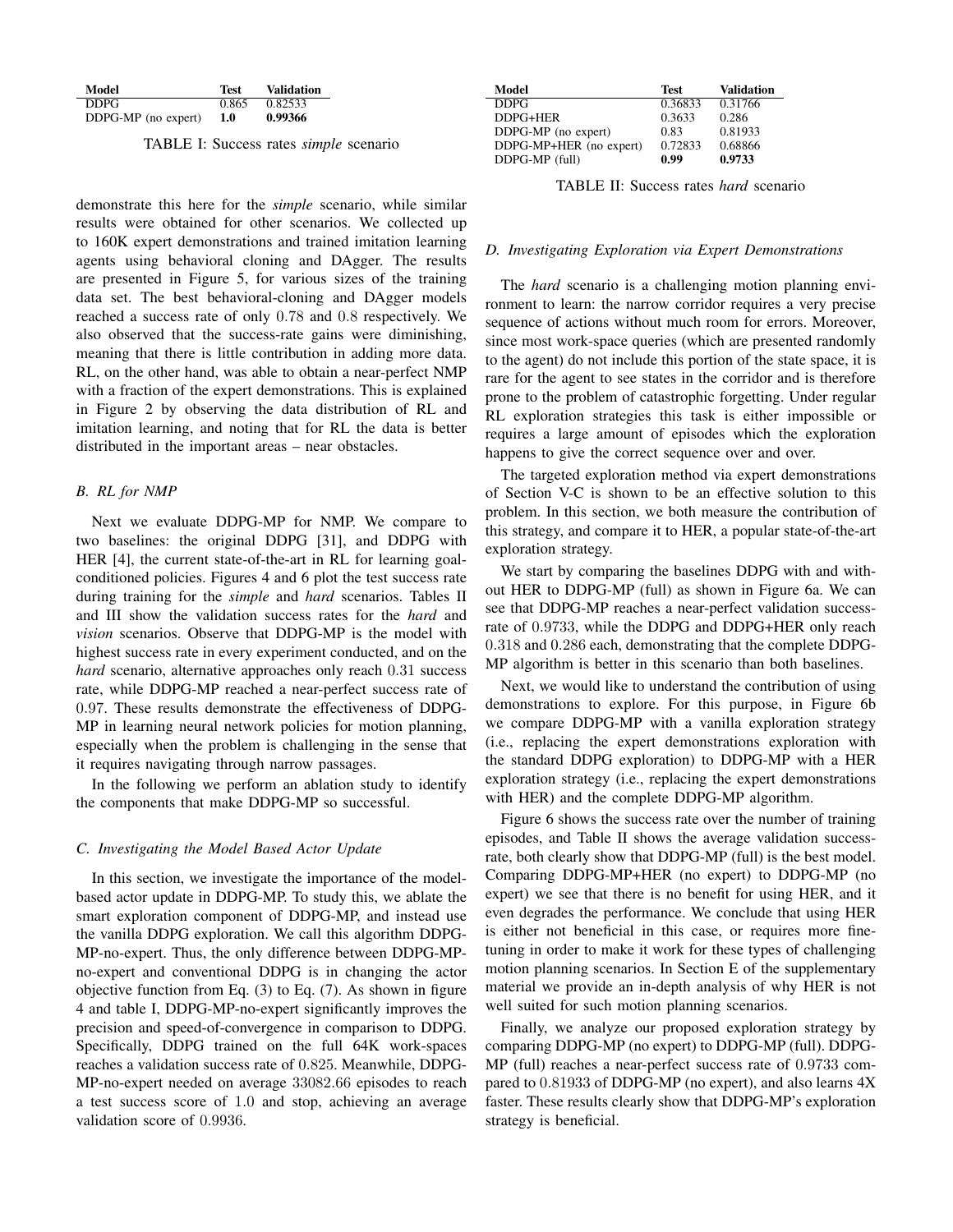| Model | Test | Validation |
|---|---|---|
| DDPG | 0.865 | 0.82533 |
| DDPG-MP (no expert) | **1.0** | **0.99366** |

TABLE I: Success rates *simple* scenario

| Model | Test | Validation |
|---|---|---|
| DDPG | 0.36833 | 0.31766 |
| DDPG+HER | 0.3633 | 0.286 |
| DDPG-MP (no expert) | 0.83 | 0.81933 |
| DDPG-MP+HER (no expert) | 0.72833 | 0.68866 |
| DDPG-MP (full) | **0.99** | **0.9733** |

TABLE II: Success rates *hard* scenario

demonstrate this here for the *simple* scenario, while similar results were obtained for other scenarios. We collected up to 160K expert demonstrations and trained imitation learning agents using behavioral cloning and DAgger. The results are presented in Figure 5, for various sizes of the training data set. The best behavioral-cloning and DAgger models reached a success rate of only $0.78$ and $0.8$ respectively. We also observed that the success-rate gains were diminishing, meaning that there is little contribution in adding more data. RL, on the other hand, was able to obtain a near-perfect NMP with a fraction of the expert demonstrations. This is explained in Figure 2 by observing the data distribution of RL and imitation learning, and noting that for RL the data is better distributed in the important areas – near obstacles.

### B. RL for NMP

Next we evaluate DDPG-MP for NMP. We compare to two baselines: the original DDPG [31], and DDPG with HER [4], the current state-of-the-art in RL for learning goal-conditioned policies. Figures 4 and 6 plot the test success rate during training for the *simple* and *hard* scenarios. Tables II and III show the validation success rates for the *hard* and *vision* scenarios. Observe that DDPG-MP is the model with highest success rate in every experiment conducted, and on the *hard* scenario, alternative approaches only reach $0.31$ success rate, while DDPG-MP reached a near-perfect success rate of $0.97$. These results demonstrate the effectiveness of DDPG-MP in learning neural network policies for motion planning, especially when the problem is challenging in the sense that it requires navigating through narrow passages.

In the following we perform an ablation study to identify the components that make DDPG-MP so successful.

### C. Investigating the Model Based Actor Update

In this section, we investigate the importance of the model-based actor update in DDPG-MP. To study this, we ablate the smart exploration component of DDPG-MP, and instead use the vanilla DDPG exploration. We call this algorithm DDPG-MP-no-expert. Thus, the only difference between DDPG-MP-no-expert and conventional DDPG is in changing the actor objective function from Eq. (3) to Eq. (7). As shown in figure 4 and table I, DDPG-MP-no-expert significantly improves the precision and speed-of-convergence in comparison to DDPG. Specifically, DDPG trained on the full 64K work-spaces reaches a validation success rate of $0.825$. Meanwhile, DDPG-MP-no-expert needed on average $33082.66$ episodes to reach a test success score of $1.0$ and stop, achieving an average validation score of $0.9936$.

### D. Investigating Exploration via Expert Demonstrations

The *hard* scenario is a challenging motion planning environment to learn: the narrow corridor requires a very precise sequence of actions without much room for errors. Moreover, since most work-space queries (which are presented randomly to the agent) do not include this portion of the state space, it is rare for the agent to see states in the corridor and is therefore prone to the problem of catastrophic forgetting. Under regular RL exploration strategies this task is either impossible or requires a large amount of episodes which the exploration happens to give the correct sequence over and over.

The targeted exploration method via expert demonstrations of Section V-C is shown to be an effective solution to this problem. In this section, we both measure the contribution of this strategy, and compare it to HER, a popular state-of-the-art exploration strategy.

We start by comparing the baselines DDPG with and without HER to DDPG-MP (full) as shown in Figure 6a. We can see that DDPG-MP reaches a near-perfect validation success-rate of $0.9733$, while the DDPG and DDPG+HER only reach $0.318$ and $0.286$ each, demonstrating that the complete DDPG-MP algorithm is better in this scenario than both baselines.

Next, we would like to understand the contribution of using demonstrations to explore. For this purpose, in Figure 6b we compare DDPG-MP with a vanilla exploration strategy (i.e., replacing the expert demonstrations exploration with the standard DDPG exploration) to DDPG-MP with a HER exploration strategy (i.e., replacing the expert demonstrations with HER) and the complete DDPG-MP algorithm.

Figure 6 shows the success rate over the number of training episodes, and Table II shows the average validation success-rate, both clearly show that DDPG-MP (full) is the best model. Comparing DDPG-MP+HER (no expert) to DDPG-MP (no expert) we see that there is no benefit for using HER, and it even degrades the performance. We conclude that using HER is either not beneficial in this case, or requires more fine-tuning in order to make it work for these types of challenging motion planning scenarios. In Section E of the supplementary material we provide an in-depth analysis of why HER is not well suited for such motion planning scenarios.

Finally, we analyze our proposed exploration strategy by comparing DDPG-MP (no expert) to DDPG-MP (full). DDPG-MP (full) reaches a near-perfect success rate of $0.9733$ compared to $0.81933$ of DDPG-MP (no expert), and also learns 4X faster. These results clearly show that DDPG-MP's exploration strategy is beneficial.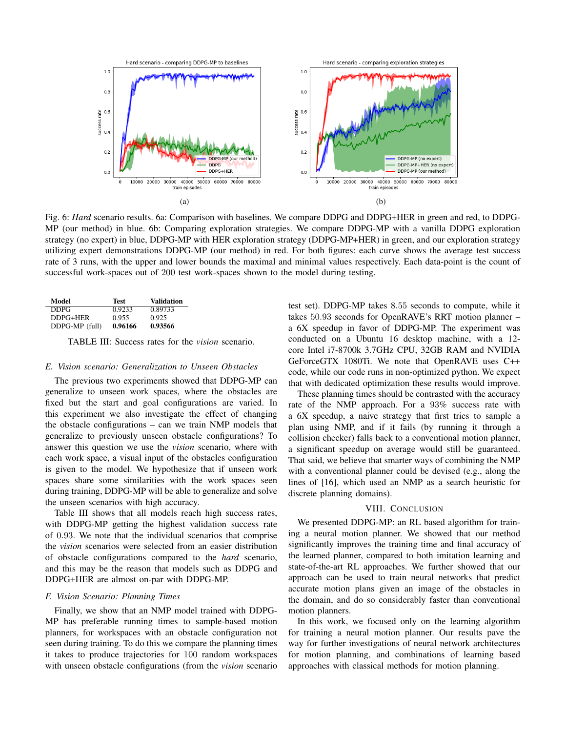(a)

(b)

Fig. 6: *Hard* scenario results. 6a: Comparison with baselines. We compare DDPG and DDPG+HER in green and red, to DDPG-MP (our method) in blue. 6b: Comparing exploration strategies. We compare DDPG-MP with a vanilla DDPG exploration strategy (no expert) in blue, DDPG-MP with HER exploration strategy (DDPG-MP+HER) in green, and our exploration strategy utilizing expert demonstrations DDPG-MP (our method) in red. For both figures: each curve shows the average test success rate of 3 runs, with the upper and lower bounds the maximal and minimal values respectively. Each data-point is the count of successful work-spaces out of 200 test work-spaces shown to the model during testing.

| Model | Test | Validation |
| --- | --- | --- |
| DDPG | 0.9233 | 0.89733 |
| DDPG+HER | 0.955 | 0.925 |
| DDPG-MP (full) | **0.96166** | **0.93566** |

TABLE III: Success rates for the *vision* scenario.

### E. Vision scenario: Generalization to Unseen Obstacles

The previous two experiments showed that DDPG-MP can generalize to unseen work spaces, where the obstacles are fixed but the start and goal configurations are varied. In this experiment we also investigate the effect of changing the obstacle configurations – can we train NMP models that generalize to previously unseen obstacle configurations? To answer this question we use the *vision* scenario, where with each work space, a visual input of the obstacles configuration is given to the model. We hypothesize that if unseen work spaces share some similarities with the work spaces seen during training, DDPG-MP will be able to generalize and solve the unseen scenarios with high accuracy.

Table III shows that all models reach high success rates, with DDPG-MP getting the highest validation success rate of $0.93$. We note that the individual scenarios that comprise the *vision* scenarios were selected from an easier distribution of obstacle configurations compared to the *hard* scenario, and this may be the reason that models such as DDPG and DDPG+HER are almost on-par with DDPG-MP.

### F. Vision Scenario: Planning Times

Finally, we show that an NMP model trained with DDPG-MP has preferable running times to sample-based motion planners, for workspaces with an obstacle configuration not seen during training. To do this we compare the planning times it takes to produce trajectories for $100$ random workspaces with unseen obstacle configurations (from the *vision* scenario test set). DDPG-MP takes $8.55$ seconds to compute, while it takes $50.93$ seconds for OpenRAVE's RRT motion planner – a 6X speedup in favor of DDPG-MP. The experiment was conducted on a Ubuntu 16 desktop machine, with a 12-core Intel i7-8700k 3.7GHz CPU, 32GB RAM and NVIDIA GeForceGTX 1080Ti. We note that OpenRAVE uses C++ code, while our code runs in non-optimized python. We expect that with dedicated optimization these results would improve.

These planning times should be contrasted with the accuracy rate of the NMP approach. For a $93\%$ success rate with a 6X speedup, a naive strategy that first tries to sample a plan using NMP, and if it fails (by running it through a collision checker) falls back to a conventional motion planner, a significant speedup on average would still be guaranteed. That said, we believe that smarter ways of combining the NMP with a conventional planner could be devised (e.g., along the lines of [16], which used an NMP as a search heuristic for discrete planning domains).

## VIII. Conclusion

We presented DDPG-MP: an RL based algorithm for training a neural motion planner. We showed that our method significantly improves the training time and final accuracy of the learned planner, compared to both imitation learning and state-of-the-art RL approaches. We further showed that our approach can be used to train neural networks that predict accurate motion plans given an image of the obstacles in the domain, and do so considerably faster than conventional motion planners.

In this work, we focused only on the learning algorithm for training a neural motion planner. Our results pave the way for further investigations of neural network architectures for motion planning, and combinations of learning based approaches with classical methods for motion planning.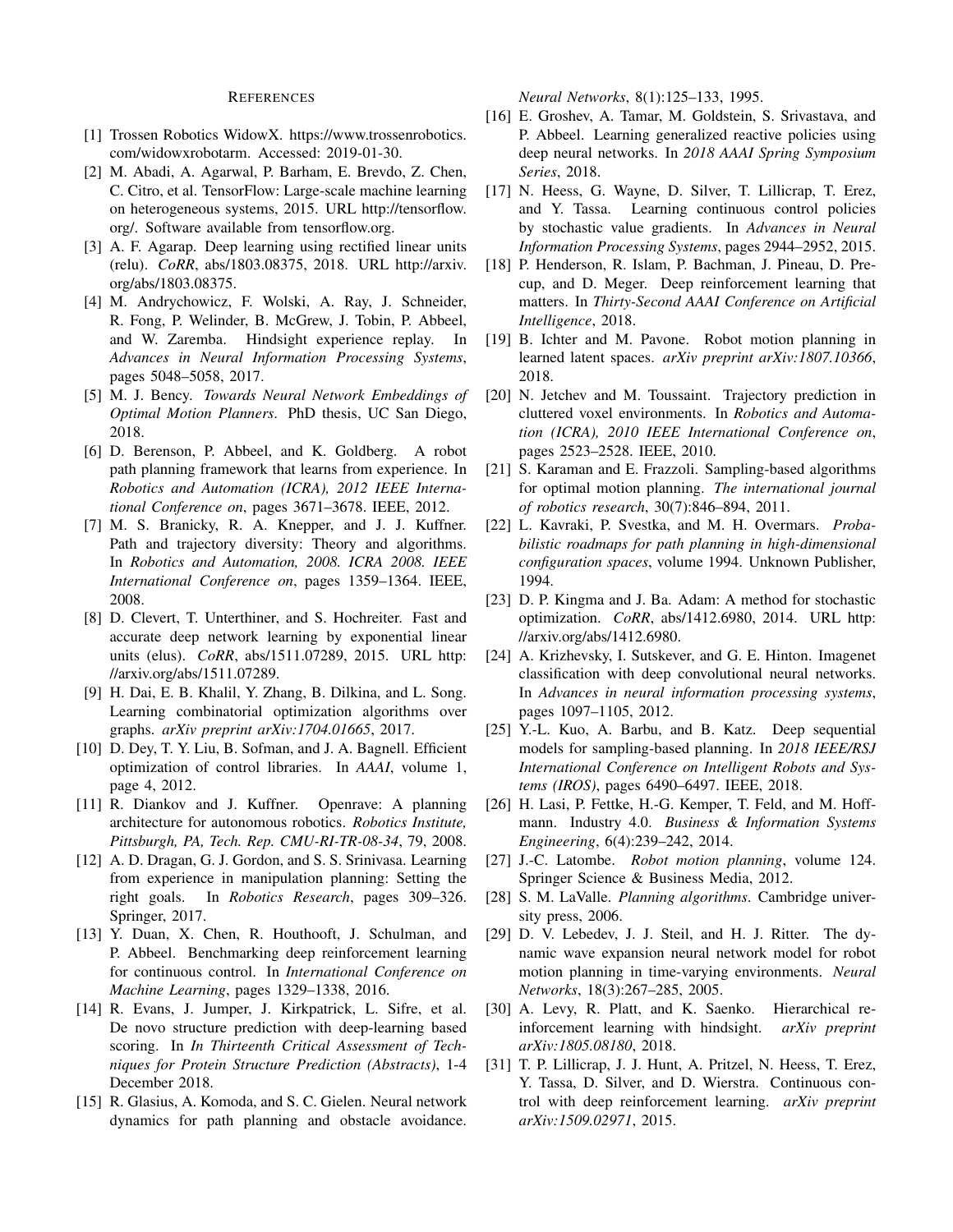## REFERENCES

[1] Trossen Robotics WidowX. https://www.trossenrobotics.com/widowxrobotarm. Accessed: 2019-01-30.

[2] M. Abadi, A. Agarwal, P. Barham, E. Brevdo, Z. Chen, C. Citro, et al. TensorFlow: Large-scale machine learning on heterogeneous systems, 2015. URL http://tensorflow.org/. Software available from tensorflow.org.

[3] A. F. Agarap. Deep learning using rectified linear units (relu). *CoRR*, abs/1803.08375, 2018. URL http://arxiv.org/abs/1803.08375.

[4] M. Andrychowicz, F. Wolski, A. Ray, J. Schneider, R. Fong, P. Welinder, B. McGrew, J. Tobin, P. Abbeel, and W. Zaremba. Hindsight experience replay. In *Advances in Neural Information Processing Systems*, pages 5048–5058, 2017.

[5] M. J. Bency. *Towards Neural Network Embeddings of Optimal Motion Planners*. PhD thesis, UC San Diego, 2018.

[6] D. Berenson, P. Abbeel, and K. Goldberg. A robot path planning framework that learns from experience. In *Robotics and Automation (ICRA), 2012 IEEE International Conference on*, pages 3671–3678. IEEE, 2012.

[7] M. S. Branicky, R. A. Knepper, and J. J. Kuffner. Path and trajectory diversity: Theory and algorithms. In *Robotics and Automation, 2008. ICRA 2008. IEEE International Conference on*, pages 1359–1364. IEEE, 2008.

[8] D. Clevert, T. Unterthiner, and S. Hochreiter. Fast and accurate deep network learning by exponential linear units (elus). *CoRR*, abs/1511.07289, 2015. URL http://arxiv.org/abs/1511.07289.

[9] H. Dai, E. B. Khalil, Y. Zhang, B. Dilkina, and L. Song. Learning combinatorial optimization algorithms over graphs. *arXiv preprint arXiv:1704.01665*, 2017.

[10] D. Dey, T. Y. Liu, B. Sofman, and J. A. Bagnell. Efficient optimization of control libraries. In *AAAI*, volume 1, page 4, 2012.

[11] R. Diankov and J. Kuffner. Openrave: A planning architecture for autonomous robotics. *Robotics Institute, Pittsburgh, PA, Tech. Rep. CMU-RI-TR-08-34*, 79, 2008.

[12] A. D. Dragan, G. J. Gordon, and S. S. Srinivasa. Learning from experience in manipulation planning: Setting the right goals. In *Robotics Research*, pages 309–326. Springer, 2017.

[13] Y. Duan, X. Chen, R. Houthooft, J. Schulman, and P. Abbeel. Benchmarking deep reinforcement learning for continuous control. In *International Conference on Machine Learning*, pages 1329–1338, 2016.

[14] R. Evans, J. Jumper, J. Kirkpatrick, L. Sifre, et al. De novo structure prediction with deep-learning based scoring. In *In Thirteenth Critical Assessment of Techniques for Protein Structure Prediction (Abstracts)*, 1-4 December 2018.

[15] R. Glasius, A. Komoda, and S. C. Gielen. Neural network dynamics for path planning and obstacle avoidance. *Neural Networks*, 8(1):125–133, 1995.

[16] E. Groshev, A. Tamar, M. Goldstein, S. Srivastava, and P. Abbeel. Learning generalized reactive policies using deep neural networks. In *2018 AAAI Spring Symposium Series*, 2018.

[17] N. Heess, G. Wayne, D. Silver, T. Lillicrap, T. Erez, and Y. Tassa. Learning continuous control policies by stochastic value gradients. In *Advances in Neural Information Processing Systems*, pages 2944–2952, 2015.

[18] P. Henderson, R. Islam, P. Bachman, J. Pineau, D. Precup, and D. Meger. Deep reinforcement learning that matters. In *Thirty-Second AAAI Conference on Artificial Intelligence*, 2018.

[19] B. Ichter and M. Pavone. Robot motion planning in learned latent spaces. *arXiv preprint arXiv:1807.10366*, 2018.

[20] N. Jetchev and M. Toussaint. Trajectory prediction in cluttered voxel environments. In *Robotics and Automation (ICRA), 2010 IEEE International Conference on*, pages 2523–2528. IEEE, 2010.

[21] S. Karaman and E. Frazzoli. Sampling-based algorithms for optimal motion planning. *The international journal of robotics research*, 30(7):846–894, 2011.

[22] L. Kavraki, P. Svestka, and M. H. Overmars. *Probabilistic roadmaps for path planning in high-dimensional configuration spaces*, volume 1994. Unknown Publisher, 1994.

[23] D. P. Kingma and J. Ba. Adam: A method for stochastic optimization. *CoRR*, abs/1412.6980, 2014. URL http://arxiv.org/abs/1412.6980.

[24] A. Krizhevsky, I. Sutskever, and G. E. Hinton. Imagenet classification with deep convolutional neural networks. In *Advances in neural information processing systems*, pages 1097–1105, 2012.

[25] Y.-L. Kuo, A. Barbu, and B. Katz. Deep sequential models for sampling-based planning. In *2018 IEEE/RSJ International Conference on Intelligent Robots and Systems (IROS)*, pages 6490–6497. IEEE, 2018.

[26] H. Lasi, P. Fettke, H.-G. Kemper, T. Feld, and M. Hoffmann. Industry 4.0. *Business & Information Systems Engineering*, 6(4):239–242, 2014.

[27] J.-C. Latombe. *Robot motion planning*, volume 124. Springer Science & Business Media, 2012.

[28] S. M. LaValle. *Planning algorithms*. Cambridge university press, 2006.

[29] D. V. Lebedev, J. J. Steil, and H. J. Ritter. The dynamic wave expansion neural network model for robot motion planning in time-varying environments. *Neural Networks*, 18(3):267–285, 2005.

[30] A. Levy, R. Platt, and K. Saenko. Hierarchical reinforcement learning with hindsight. *arXiv preprint arXiv:1805.08180*, 2018.

[31] T. P. Lillicrap, J. J. Hunt, A. Pritzel, N. Heess, T. Erez, Y. Tassa, D. Silver, and D. Wierstra. Continuous control with deep reinforcement learning. *arXiv preprint arXiv:1509.02971*, 2015.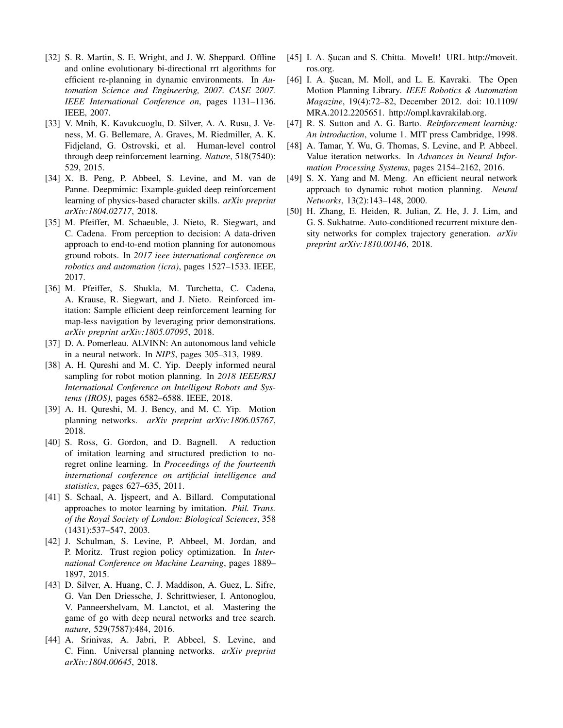[32] S. R. Martin, S. E. Wright, and J. W. Sheppard. Offline and online evolutionary bi-directional rrt algorithms for efficient re-planning in dynamic environments. In *Automation Science and Engineering, 2007. CASE 2007. IEEE International Conference on*, pages 1131–1136. IEEE, 2007.

[33] V. Mnih, K. Kavukcuoglu, D. Silver, A. A. Rusu, J. Veness, M. G. Bellemare, A. Graves, M. Riedmiller, A. K. Fidjeland, G. Ostrovski, et al. Human-level control through deep reinforcement learning. *Nature*, 518(7540): 529, 2015.

[34] X. B. Peng, P. Abbeel, S. Levine, and M. van de Panne. Deepmimic: Example-guided deep reinforcement learning of physics-based character skills. *arXiv preprint arXiv:1804.02717*, 2018.

[35] M. Pfeiffer, M. Schaeuble, J. Nieto, R. Siegwart, and C. Cadena. From perception to decision: A data-driven approach to end-to-end motion planning for autonomous ground robots. In *2017 ieee international conference on robotics and automation (icra)*, pages 1527–1533. IEEE, 2017.

[36] M. Pfeiffer, S. Shukla, M. Turchetta, C. Cadena, A. Krause, R. Siegwart, and J. Nieto. Reinforced imitation: Sample efficient deep reinforcement learning for map-less navigation by leveraging prior demonstrations. *arXiv preprint arXiv:1805.07095*, 2018.

[37] D. A. Pomerleau. ALVINN: An autonomous land vehicle in a neural network. In *NIPS*, pages 305–313, 1989.

[38] A. H. Qureshi and M. C. Yip. Deeply informed neural sampling for robot motion planning. In *2018 IEEE/RSJ International Conference on Intelligent Robots and Systems (IROS)*, pages 6582–6588. IEEE, 2018.

[39] A. H. Qureshi, M. J. Bency, and M. C. Yip. Motion planning networks. *arXiv preprint arXiv:1806.05767*, 2018.

[40] S. Ross, G. Gordon, and D. Bagnell. A reduction of imitation learning and structured prediction to no-regret online learning. In *Proceedings of the fourteenth international conference on artificial intelligence and statistics*, pages 627–635, 2011.

[41] S. Schaal, A. Ijspeert, and A. Billard. Computational approaches to motor learning by imitation. *Phil. Trans. of the Royal Society of London: Biological Sciences*, 358 (1431):537–547, 2003.

[42] J. Schulman, S. Levine, P. Abbeel, M. Jordan, and P. Moritz. Trust region policy optimization. In *International Conference on Machine Learning*, pages 1889–1897, 2015.

[43] D. Silver, A. Huang, C. J. Maddison, A. Guez, L. Sifre, G. Van Den Driessche, J. Schrittwieser, I. Antonoglou, V. Panneershelvam, M. Lanctot, et al. Mastering the game of go with deep neural networks and tree search. *nature*, 529(7587):484, 2016.

[44] A. Srinivas, A. Jabri, P. Abbeel, S. Levine, and C. Finn. Universal planning networks. *arXiv preprint arXiv:1804.00645*, 2018.

[45] I. A. Şucan and S. Chitta. MoveIt! URL http://moveit.ros.org.

[46] I. A. Şucan, M. Moll, and L. E. Kavraki. The Open Motion Planning Library. *IEEE Robotics & Automation Magazine*, 19(4):72–82, December 2012. doi: 10.1109/MRA.2012.2205651. http://ompl.kavrakilab.org.

[47] R. S. Sutton and A. G. Barto. *Reinforcement learning: An introduction*, volume 1. MIT press Cambridge, 1998.

[48] A. Tamar, Y. Wu, G. Thomas, S. Levine, and P. Abbeel. Value iteration networks. In *Advances in Neural Information Processing Systems*, pages 2154–2162, 2016.

[49] S. X. Yang and M. Meng. An efficient neural network approach to dynamic robot motion planning. *Neural Networks*, 13(2):143–148, 2000.

[50] H. Zhang, E. Heiden, R. Julian, Z. He, J. J. Lim, and G. S. Sukhatme. Auto-conditioned recurrent mixture density networks for complex trajectory generation. *arXiv preprint arXiv:1810.00146*, 2018.